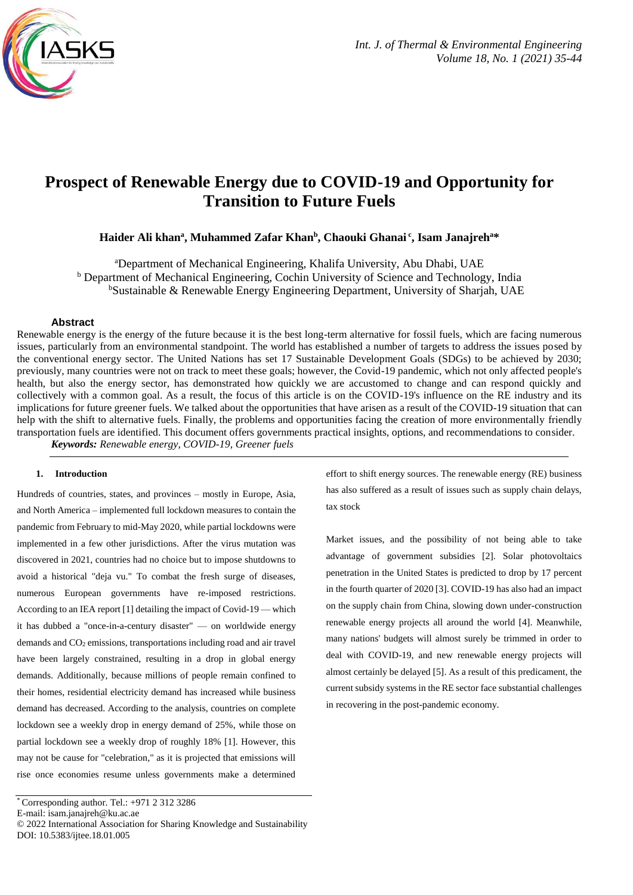# Prospect of Renewable Energy due to COVID-19 and Opportunity for Transition to Future Fuels

**Haider Ali khan[a], Muhammed Zafar Khan[b], Chaouki Ghanai[c], Isam Janajreh[a]***

[a]Department of Mechanical Engineering, Khalifa University, Abu Dhabi, UAE
[b] Department of Mechanical Engineering, Cochin University of Science and Technology, India
[b]Sustainable & Renewable Energy Engineering Department, University of Sharjah, UAE

## Abstract

Renewable energy is the energy of the future because it is the best long-term alternative for fossil fuels, which are facing numerous issues, particularly from an environmental standpoint. The world has established a number of targets to address the issues posed by the conventional energy sector. The United Nations has set 17 Sustainable Development Goals (SDGs) to be achieved by 2030; previously, many countries were not on track to meet these goals; however, the Covid-19 pandemic, which not only affected people's health, but also the energy sector, has demonstrated how quickly we are accustomed to change and can respond quickly and collectively with a common goal. As a result, the focus of this article is on the COVID-19's influence on the RE industry and its implications for future greener fuels. We talked about the opportunities that have arisen as a result of the COVID-19 situation that can help with the shift to alternative fuels. Finally, the problems and opportunities facing the creation of more environmentally friendly transportation fuels are identified. This document offers governments practical insights, options, and recommendations to consider.

***Keywords:*** *Renewable energy, COVID-19, Greener fuels*

## 1. Introduction

Hundreds of countries, states, and provinces – mostly in Europe, Asia, and North America – implemented full lockdown measures to contain the pandemic from February to mid-May 2020, while partial lockdowns were implemented in a few other jurisdictions. After the virus mutation was discovered in 2021, countries had no choice but to impose shutdowns to avoid a historical "deja vu." To combat the fresh surge of diseases, numerous European governments have re-imposed restrictions. According to an IEA report [1] detailing the impact of Covid-19 — which it has dubbed a "once-in-a-century disaster" — on worldwide energy demands and $CO_2$ emissions, transportations including road and air travel have been largely constrained, resulting in a drop in global energy demands. Additionally, because millions of people remain confined to their homes, residential electricity demand has increased while business demand has decreased. According to the analysis, countries on complete lockdown see a weekly drop in energy demand of 25%, while those on partial lockdown see a weekly drop of roughly 18% [1]. However, this may not be cause for "celebration," as it is projected that emissions will rise once economies resume unless governments make a determined effort to shift energy sources. The renewable energy (RE) business has also suffered as a result of issues such as supply chain delays, tax stock

Market issues, and the possibility of not being able to take advantage of government subsidies [2]. Solar photovoltaics penetration in the United States is predicted to drop by 17 percent in the fourth quarter of 2020 [3]. COVID-19 has also had an impact on the supply chain from China, slowing down under-construction renewable energy projects all around the world [4]. Meanwhile, many nations' budgets will almost surely be trimmed in order to deal with COVID-19, and new renewable energy projects will almost certainly be delayed [5]. As a result of this predicament, the current subsidy systems in the RE sector face substantial challenges in recovering in the post-pandemic economy.

---

* Corresponding author. Tel.: +971 2 312 3286
E-mail: isam.janajreh@ku.ac.ae
© 2022 International Association for Sharing Knowledge and Sustainability
DOI: 10.5383/ijtee.18.01.005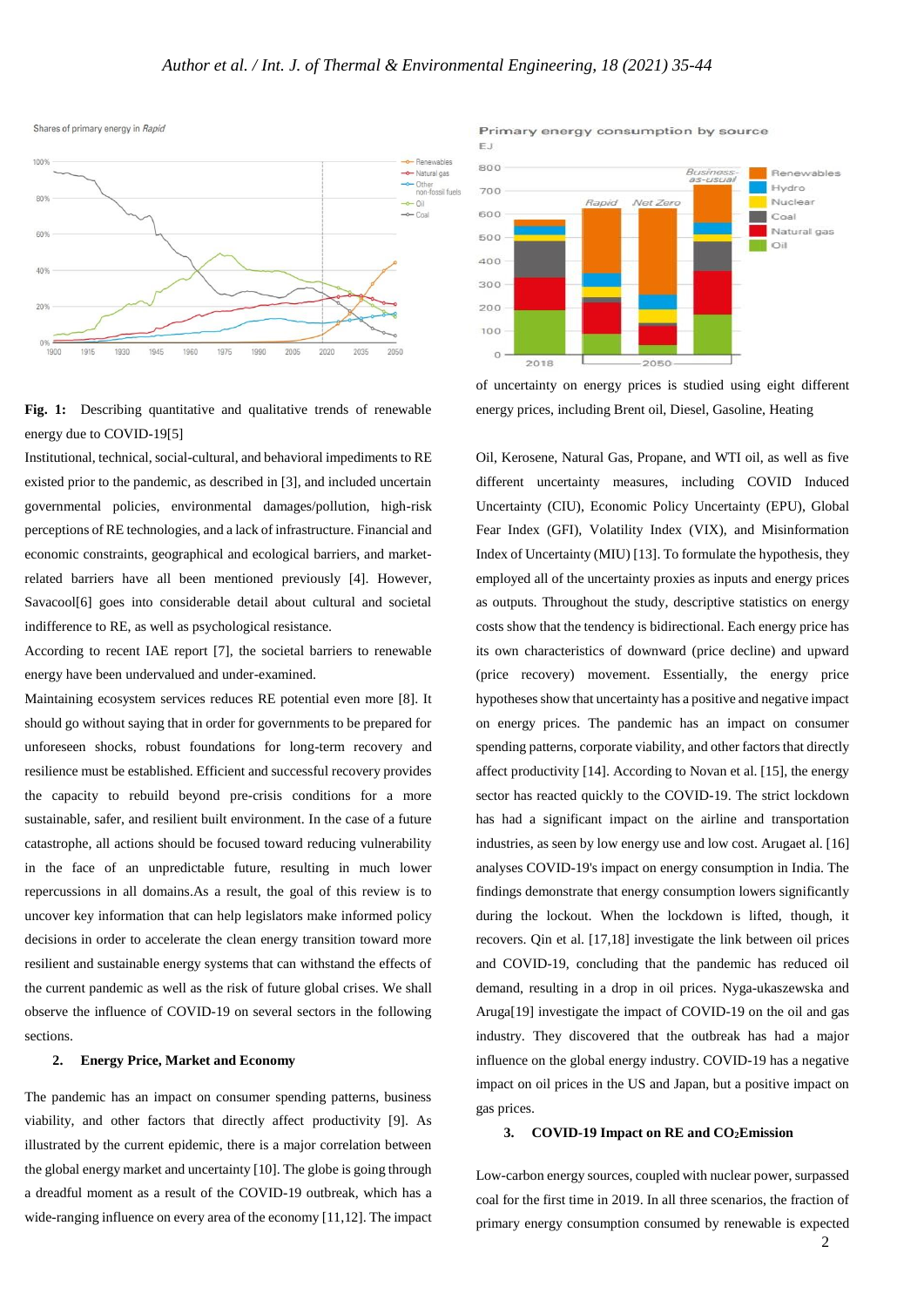**Fig. 1:** Describing quantitative and qualitative trends of renewable energy due to COVID-19[5]

Institutional, technical, social-cultural, and behavioral impediments to RE existed prior to the pandemic, as described in [3], and included uncertain governmental policies, environmental damages/pollution, high-risk perceptions of RE technologies, and a lack of infrastructure. Financial and economic constraints, geographical and ecological barriers, and market-related barriers have all been mentioned previously [4]. However, Savacool[6] goes into considerable detail about cultural and societal indifference to RE, as well as psychological resistance.

According to recent IAE report [7], the societal barriers to renewable energy have been undervalued and under-examined.

Maintaining ecosystem services reduces RE potential even more [8]. It should go without saying that in order for governments to be prepared for unforeseen shocks, robust foundations for long-term recovery and resilience must be established. Efficient and successful recovery provides the capacity to rebuild beyond pre-crisis conditions for a more sustainable, safer, and resilient built environment. In the case of a future catastrophe, all actions should be focused toward reducing vulnerability in the face of an unpredictable future, resulting in much lower repercussions in all domains.As a result, the goal of this review is to uncover key information that can help legislators make informed policy decisions in order to accelerate the clean energy transition toward more resilient and sustainable energy systems that can withstand the effects of the current pandemic as well as the risk of future global crises. We shall observe the influence of COVID-19 on several sectors in the following sections.

## 2. Energy Price, Market and Economy

The pandemic has an impact on consumer spending patterns, business viability, and other factors that directly affect productivity [9]. As illustrated by the current epidemic, there is a major correlation between the global energy market and uncertainty [10]. The globe is going through a dreadful moment as a result of the COVID-19 outbreak, which has a wide-ranging influence on every area of the economy [11,12]. The impact of uncertainty on energy prices is studied using eight different energy prices, including Brent oil, Diesel, Gasoline, Heating Oil, Kerosene, Natural Gas, Propane, and WTI oil, as well as five different uncertainty measures, including COVID Induced Uncertainty (CIU), Economic Policy Uncertainty (EPU), Global Fear Index (GFI), Volatility Index (VIX), and Misinformation Index of Uncertainty (MIU) [13]. To formulate the hypothesis, they employed all of the uncertainty proxies as inputs and energy prices as outputs. Throughout the study, descriptive statistics on energy costs show that the tendency is bidirectional. Each energy price has its own characteristics of downward (price decline) and upward (price recovery) movement. Essentially, the energy price hypotheses show that uncertainty has a positive and negative impact on energy prices. The pandemic has an impact on consumer spending patterns, corporate viability, and other factors that directly affect productivity [14]. According to Novan et al. [15], the energy sector has reacted quickly to the COVID-19. The strict lockdown has had a significant impact on the airline and transportation industries, as seen by low energy use and low cost. Arugaet al. [16] analyses COVID-19's impact on energy consumption in India. The findings demonstrate that energy consumption lowers significantly during the lockout. When the lockdown is lifted, though, it recovers. Qin et al. [17,18] investigate the link between oil prices and COVID-19, concluding that the pandemic has reduced oil demand, resulting in a drop in oil prices. Nyga-ukaszewska and Aruga[19] investigate the impact of COVID-19 on the oil and gas industry. They discovered that the outbreak has had a major influence on the global energy industry. COVID-19 has a negative impact on oil prices in the US and Japan, but a positive impact on gas prices.

## 3. COVID-19 Impact on RE and $CO_2$Emission

Low-carbon energy sources, coupled with nuclear power, surpassed coal for the first time in 2019. In all three scenarios, the fraction of primary energy consumption consumed by renewable is expected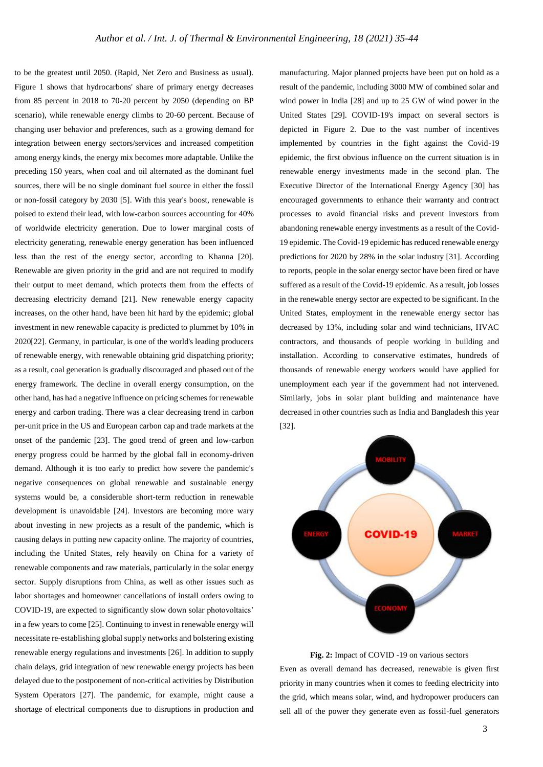to be the greatest until 2050. (Rapid, Net Zero and Business as usual). Figure 1 shows that hydrocarbons' share of primary energy decreases from 85 percent in 2018 to 70-20 percent by 2050 (depending on BP scenario), while renewable energy climbs to 20-60 percent. Because of changing user behavior and preferences, such as a growing demand for integration between energy sectors/services and increased competition among energy kinds, the energy mix becomes more adaptable. Unlike the preceding 150 years, when coal and oil alternated as the dominant fuel sources, there will be no single dominant fuel source in either the fossil or non-fossil category by 2030 [5]. With this year's boost, renewable is poised to extend their lead, with low-carbon sources accounting for 40% of worldwide electricity generation. Due to lower marginal costs of electricity generating, renewable energy generation has been influenced less than the rest of the energy sector, according to Khanna [20]. Renewable are given priority in the grid and are not required to modify their output to meet demand, which protects them from the effects of decreasing electricity demand [21]. New renewable energy capacity increases, on the other hand, have been hit hard by the epidemic; global investment in new renewable capacity is predicted to plummet by 10% in 2020[22]. Germany, in particular, is one of the world's leading producers of renewable energy, with renewable obtaining grid dispatching priority; as a result, coal generation is gradually discouraged and phased out of the energy framework. The decline in overall energy consumption, on the other hand, has had a negative influence on pricing schemes for renewable energy and carbon trading. There was a clear decreasing trend in carbon per-unit price in the US and European carbon cap and trade markets at the onset of the pandemic [23]. The good trend of green and low-carbon energy progress could be harmed by the global fall in economy-driven demand. Although it is too early to predict how severe the pandemic's negative consequences on global renewable and sustainable energy systems would be, a considerable short-term reduction in renewable development is unavoidable [24]. Investors are becoming more wary about investing in new projects as a result of the pandemic, which is causing delays in putting new capacity online. The majority of countries, including the United States, rely heavily on China for a variety of renewable components and raw materials, particularly in the solar energy sector. Supply disruptions from China, as well as other issues such as labor shortages and homeowner cancellations of install orders owing to COVID-19, are expected to significantly slow down solar photovoltaics' in a few years to come [25]. Continuing to invest in renewable energy will necessitate re-establishing global supply networks and bolstering existing renewable energy regulations and investments [26]. In addition to supply chain delays, grid integration of new renewable energy projects has been delayed due to the postponement of non-critical activities by Distribution System Operators [27]. The pandemic, for example, might cause a shortage of electrical components due to disruptions in production and manufacturing. Major planned projects have been put on hold as a result of the pandemic, including 3000 MW of combined solar and wind power in India [28] and up to 25 GW of wind power in the United States [29]. COVID-19's impact on several sectors is depicted in Figure 2. Due to the vast number of incentives implemented by countries in the fight against the Covid-19 epidemic, the first obvious influence on the current situation is in renewable energy investments made in the second plan. The Executive Director of the International Energy Agency [30] has encouraged governments to enhance their warranty and contract processes to avoid financial risks and prevent investors from abandoning renewable energy investments as a result of the Covid-19 epidemic. The Covid-19 epidemic has reduced renewable energy predictions for 2020 by 28% in the solar industry [31]. According to reports, people in the solar energy sector have been fired or have suffered as a result of the Covid-19 epidemic. As a result, job losses in the renewable energy sector are expected to be significant. In the United States, employment in the renewable energy sector has decreased by 13%, including solar and wind technicians, HVAC contractors, and thousands of people working in building and installation. According to conservative estimates, hundreds of thousands of renewable energy workers would have applied for unemployment each year if the government had not intervened. Similarly, jobs in solar plant building and maintenance have decreased in other countries such as India and Bangladesh this year [32].

**Fig. 2:** Impact of COVID -19 on various sectors

Even as overall demand has decreased, renewable is given first priority in many countries when it comes to feeding electricity into the grid, which means solar, wind, and hydropower producers can sell all of the power they generate even as fossil-fuel generators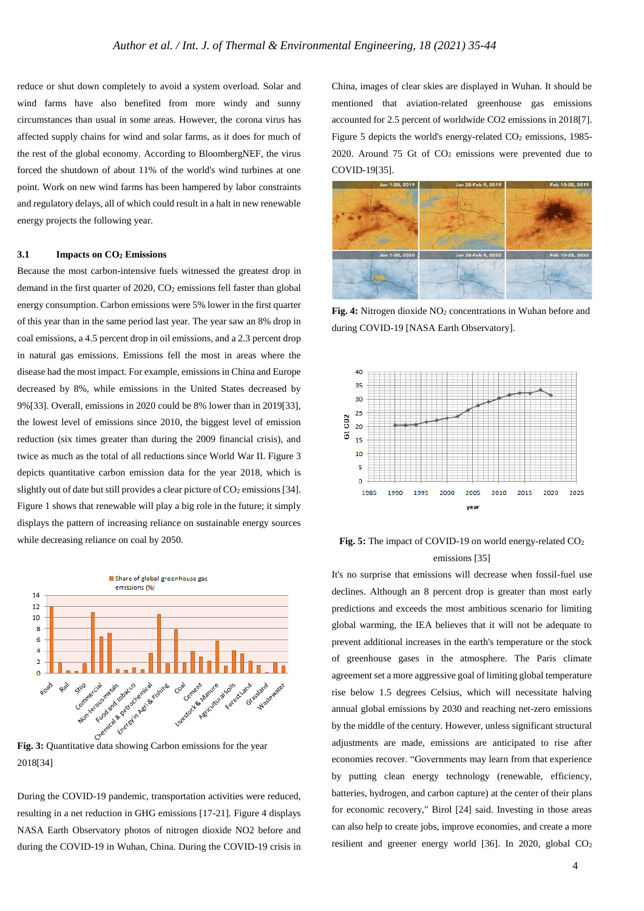reduce or shut down completely to avoid a system overload. Solar and wind farms have also benefited from more windy and sunny circumstances than usual in some areas. However, the corona virus has affected supply chains for wind and solar farms, as it does for much of the rest of the global economy. According to BloombergNEF, the virus forced the shutdown of about 11% of the world's wind turbines at one point. Work on new wind farms has been hampered by labor constraints and regulatory delays, all of which could result in a halt in new renewable energy projects the following year.

### 3.1 Impacts on $CO_2$ Emissions

Because the most carbon-intensive fuels witnessed the greatest drop in demand in the first quarter of 2020, $CO_2$ emissions fell faster than global energy consumption. Carbon emissions were 5% lower in the first quarter of this year than in the same period last year. The year saw an 8% drop in coal emissions, a 4.5 percent drop in oil emissions, and a 2.3 percent drop in natural gas emissions. Emissions fell the most in areas where the disease had the most impact. For example, emissions in China and Europe decreased by 8%, while emissions in the United States decreased by 9%[33]. Overall, emissions in 2020 could be 8% lower than in 2019[33], the lowest level of emissions since 2010, the biggest level of emission reduction (six times greater than during the 2009 financial crisis), and twice as much as the total of all reductions since World War II. Figure 3 depicts quantitative carbon emission data for the year 2018, which is slightly out of date but still provides a clear picture of $CO_2$ emissions [34]. Figure 1 shows that renewable will play a big role in the future; it simply displays the pattern of increasing reliance on sustainable energy sources while decreasing reliance on coal by 2050.

**Fig. 3:** Quantitative data showing Carbon emissions for the year 2018[34]

During the COVID-19 pandemic, transportation activities were reduced, resulting in a net reduction in GHG emissions [17-21]. Figure 4 displays NASA Earth Observatory photos of nitrogen dioxide NO2 before and during the COVID-19 in Wuhan, China. During the COVID-19 crisis in China, images of clear skies are displayed in Wuhan. It should be mentioned that aviation-related greenhouse gas emissions accounted for 2.5 percent of worldwide CO2 emissions in 2018[7]. Figure 5 depicts the world's energy-related $CO_2$ emissions, 1985-2020. Around 75 Gt of $CO_2$ emissions were prevented due to COVID-19[35].

**Fig. 4:** Nitrogen dioxide $NO_2$ concentrations in Wuhan before and during COVID-19 [NASA Earth Observatory].

**Fig. 5:** The impact of COVID-19 on world energy-related $CO_2$ emissions [35]

It's no surprise that emissions will decrease when fossil-fuel use declines. Although an 8 percent drop is greater than most early predictions and exceeds the most ambitious scenario for limiting global warming, the IEA believes that it will not be adequate to prevent additional increases in the earth's temperature or the stock of greenhouse gases in the atmosphere. The Paris climate agreement set a more aggressive goal of limiting global temperature rise below 1.5 degrees Celsius, which will necessitate halving annual global emissions by 2030 and reaching net-zero emissions by the middle of the century. However, unless significant structural adjustments are made, emissions are anticipated to rise after economies recover. "Governments may learn from that experience by putting clean energy technology (renewable, efficiency, batteries, hydrogen, and carbon capture) at the center of their plans for economic recovery," Birol [24] said. Investing in those areas can also help to create jobs, improve economies, and create a more resilient and greener energy world [36]. In 2020, global $CO_2$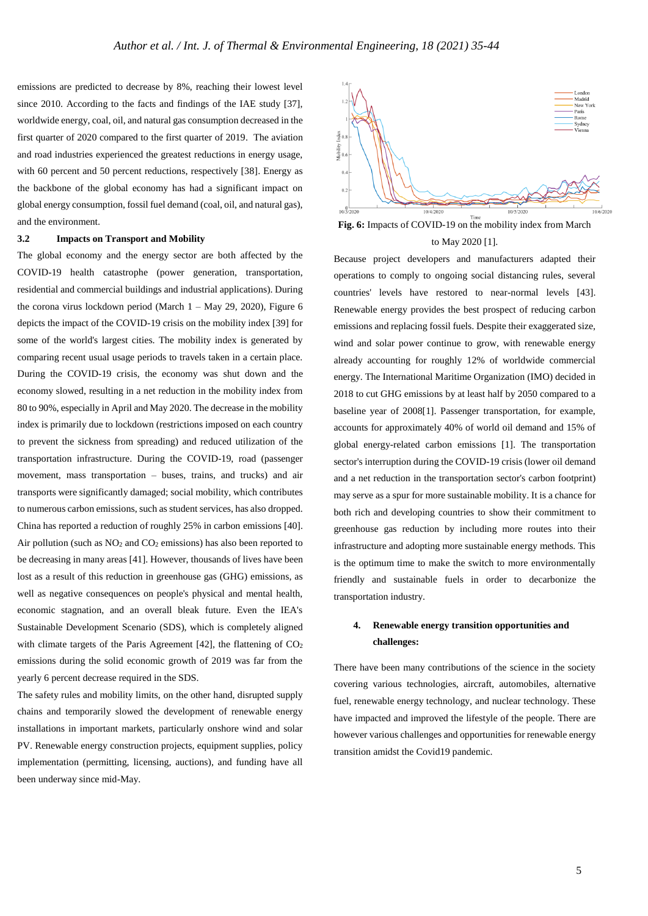emissions are predicted to decrease by 8%, reaching their lowest level since 2010. According to the facts and findings of the IAE study [37], worldwide energy, coal, oil, and natural gas consumption decreased in the first quarter of 2020 compared to the first quarter of 2019. The aviation and road industries experienced the greatest reductions in energy usage, with 60 percent and 50 percent reductions, respectively [38]. Energy as the backbone of the global economy has had a significant impact on global energy consumption, fossil fuel demand (coal, oil, and natural gas), and the environment.

### 3.2 Impacts on Transport and Mobility

The global economy and the energy sector are both affected by the COVID-19 health catastrophe (power generation, transportation, residential and commercial buildings and industrial applications). During the corona virus lockdown period (March 1 – May 29, 2020), Figure 6 depicts the impact of the COVID-19 crisis on the mobility index [39] for some of the world's largest cities. The mobility index is generated by comparing recent usual usage periods to travels taken in a certain place. During the COVID-19 crisis, the economy was shut down and the economy slowed, resulting in a net reduction in the mobility index from 80 to 90%, especially in April and May 2020. The decrease in the mobility index is primarily due to lockdown (restrictions imposed on each country to prevent the sickness from spreading) and reduced utilization of the transportation infrastructure. During the COVID-19, road (passenger movement, mass transportation – buses, trains, and trucks) and air transports were significantly damaged; social mobility, which contributes to numerous carbon emissions, such as student services, has also dropped. China has reported a reduction of roughly 25% in carbon emissions [40]. Air pollution (such as $NO_2$ and $CO_2$ emissions) has also been reported to be decreasing in many areas [41]. However, thousands of lives have been lost as a result of this reduction in greenhouse gas (GHG) emissions, as well as negative consequences on people's physical and mental health, economic stagnation, and an overall bleak future. Even the IEA's Sustainable Development Scenario (SDS), which is completely aligned with climate targets of the Paris Agreement [42], the flattening of $CO_2$ emissions during the solid economic growth of 2019 was far from the yearly 6 percent decrease required in the SDS.

The safety rules and mobility limits, on the other hand, disrupted supply chains and temporarily slowed the development of renewable energy installations in important markets, particularly onshore wind and solar PV. Renewable energy construction projects, equipment supplies, policy implementation (permitting, licensing, auctions), and funding have all been underway since mid-May.

**Fig. 6:** Impacts of COVID-19 on the mobility index from March to May 2020 [1].

Because project developers and manufacturers adapted their operations to comply to ongoing social distancing rules, several countries' levels have restored to near-normal levels [43]. Renewable energy provides the best prospect of reducing carbon emissions and replacing fossil fuels. Despite their exaggerated size, wind and solar power continue to grow, with renewable energy already accounting for roughly 12% of worldwide commercial energy. The International Maritime Organization (IMO) decided in 2018 to cut GHG emissions by at least half by 2050 compared to a baseline year of 2008[1]. Passenger transportation, for example, accounts for approximately 40% of world oil demand and 15% of global energy-related carbon emissions [1]. The transportation sector's interruption during the COVID-19 crisis (lower oil demand and a net reduction in the transportation sector's carbon footprint) may serve as a spur for more sustainable mobility. It is a chance for both rich and developing countries to show their commitment to greenhouse gas reduction by including more routes into their infrastructure and adopting more sustainable energy methods. This is the optimum time to make the switch to more environmentally friendly and sustainable fuels in order to decarbonize the transportation industry.

## 4. Renewable energy transition opportunities and challenges:

There have been many contributions of the science in the society covering various technologies, aircraft, automobiles, alternative fuel, renewable energy technology, and nuclear technology. These have impacted and improved the lifestyle of the people. There are however various challenges and opportunities for renewable energy transition amidst the Covid19 pandemic.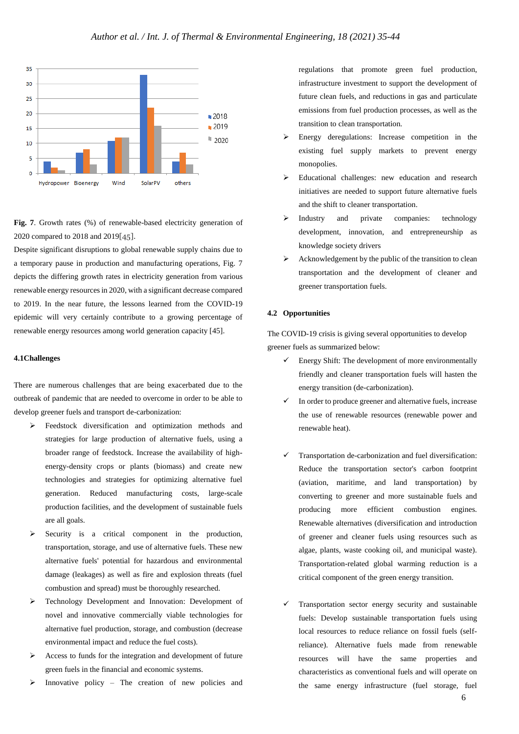**Fig. 7**. Growth rates (%) of renewable-based electricity generation of 2020 compared to 2018 and 2019[45].

Despite significant disruptions to global renewable supply chains due to a temporary pause in production and manufacturing operations, Fig. 7 depicts the differing growth rates in electricity generation from various renewable energy resources in 2020, with a significant decrease compared to 2019. In the near future, the lessons learned from the COVID-19 epidemic will very certainly contribute to a growing percentage of renewable energy resources among world generation capacity [45].

### 4.1Challenges

There are numerous challenges that are being exacerbated due to the outbreak of pandemic that are needed to overcome in order to be able to develop greener fuels and transport de-carbonization:

- Feedstock diversification and optimization methods and strategies for large production of alternative fuels, using a broader range of feedstock. Increase the availability of high-energy-density crops or plants (biomass) and create new technologies and strategies for optimizing alternative fuel generation. Reduced manufacturing costs, large-scale production facilities, and the development of sustainable fuels are all goals.
- Security is a critical component in the production, transportation, storage, and use of alternative fuels. These new alternative fuels' potential for hazardous and environmental damage (leakages) as well as fire and explosion threats (fuel combustion and spread) must be thoroughly researched.
- Technology Development and Innovation: Development of novel and innovative commercially viable technologies for alternative fuel production, storage, and combustion (decrease environmental impact and reduce the fuel costs).
- Access to funds for the integration and development of future green fuels in the financial and economic systems.
- Innovative policy – The creation of new policies and regulations that promote green fuel production, infrastructure investment to support the development of future clean fuels, and reductions in gas and particulate emissions from fuel production processes, as well as the transition to clean transportation.
- Energy deregulations: Increase competition in the existing fuel supply markets to prevent energy monopolies.
- Educational challenges: new education and research initiatives are needed to support future alternative fuels and the shift to cleaner transportation.
- Industry and private companies: technology development, innovation, and entrepreneurship as knowledge society drivers
- Acknowledgement by the public of the transition to clean transportation and the development of cleaner and greener transportation fuels.

### 4.2 Opportunities

The COVID-19 crisis is giving several opportunities to develop greener fuels as summarized below:

- ✓ Energy Shift: The development of more environmentally friendly and cleaner transportation fuels will hasten the energy transition (de-carbonization).
- ✓ In order to produce greener and alternative fuels, increase the use of renewable resources (renewable power and renewable heat).
- ✓ Transportation de-carbonization and fuel diversification: Reduce the transportation sector's carbon footprint (aviation, maritime, and land transportation) by converting to greener and more sustainable fuels and producing more efficient combustion engines. Renewable alternatives (diversification and introduction of greener and cleaner fuels using resources such as algae, plants, waste cooking oil, and municipal waste). Transportation-related global warming reduction is a critical component of the green energy transition.
- ✓ Transportation sector energy security and sustainable fuels: Develop sustainable transportation fuels using local resources to reduce reliance on fossil fuels (self-reliance). Alternative fuels made from renewable resources will have the same properties and characteristics as conventional fuels and will operate on the same energy infrastructure (fuel storage, fuel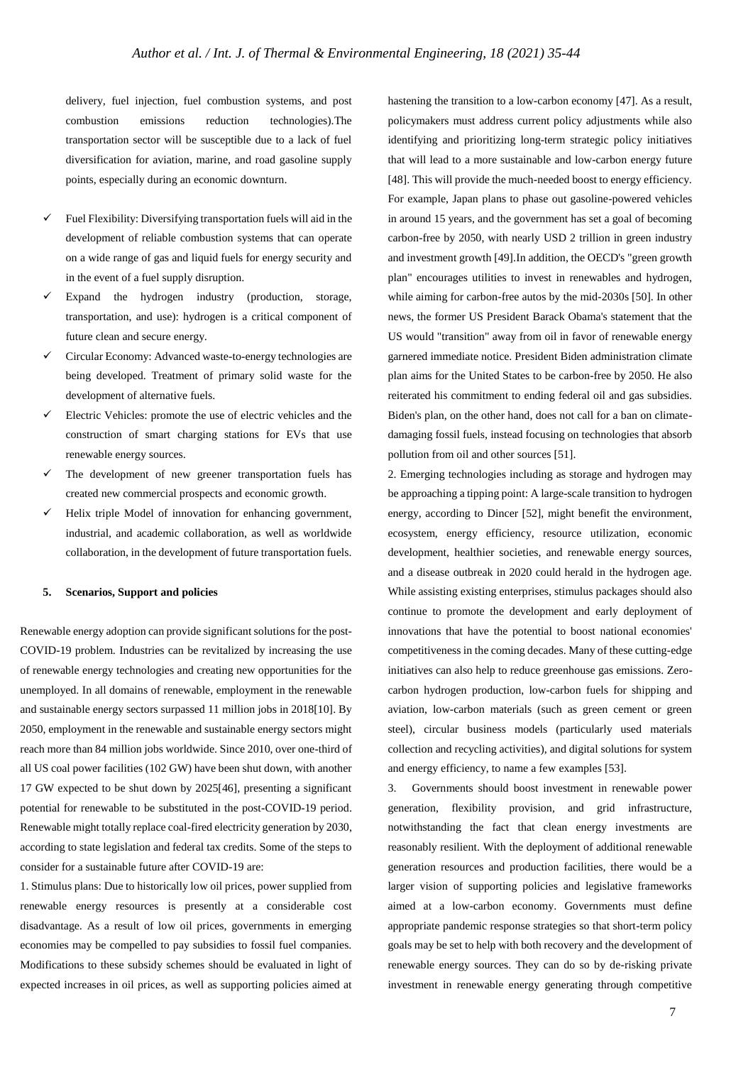delivery, fuel injection, fuel combustion systems, and post combustion emissions reduction technologies).The transportation sector will be susceptible due to a lack of fuel diversification for aviation, marine, and road gasoline supply points, especially during an economic downturn.

- ✓ Fuel Flexibility: Diversifying transportation fuels will aid in the development of reliable combustion systems that can operate on a wide range of gas and liquid fuels for energy security and in the event of a fuel supply disruption.
- ✓ Expand the hydrogen industry (production, storage, transportation, and use): hydrogen is a critical component of future clean and secure energy.
- ✓ Circular Economy: Advanced waste-to-energy technologies are being developed. Treatment of primary solid waste for the development of alternative fuels.
- ✓ Electric Vehicles: promote the use of electric vehicles and the construction of smart charging stations for EVs that use renewable energy sources.
- ✓ The development of new greener transportation fuels has created new commercial prospects and economic growth.
- ✓ Helix triple Model of innovation for enhancing government, industrial, and academic collaboration, as well as worldwide collaboration, in the development of future transportation fuels.

## 5. Scenarios, Support and policies

Renewable energy adoption can provide significant solutions for the post-COVID-19 problem. Industries can be revitalized by increasing the use of renewable energy technologies and creating new opportunities for the unemployed. In all domains of renewable, employment in the renewable and sustainable energy sectors surpassed 11 million jobs in 2018[10]. By 2050, employment in the renewable and sustainable energy sectors might reach more than 84 million jobs worldwide. Since 2010, over one-third of all US coal power facilities (102 GW) have been shut down, with another 17 GW expected to be shut down by 2025[46], presenting a significant potential for renewable to be substituted in the post-COVID-19 period. Renewable might totally replace coal-fired electricity generation by 2030, according to state legislation and federal tax credits. Some of the steps to consider for a sustainable future after COVID-19 are:

1. Stimulus plans: Due to historically low oil prices, power supplied from renewable energy resources is presently at a considerable cost disadvantage. As a result of low oil prices, governments in emerging economies may be compelled to pay subsidies to fossil fuel companies. Modifications to these subsidy schemes should be evaluated in light of expected increases in oil prices, as well as supporting policies aimed at hastening the transition to a low-carbon economy [47]. As a result, policymakers must address current policy adjustments while also identifying and prioritizing long-term strategic policy initiatives that will lead to a more sustainable and low-carbon energy future [48]. This will provide the much-needed boost to energy efficiency. For example, Japan plans to phase out gasoline-powered vehicles in around 15 years, and the government has set a goal of becoming carbon-free by 2050, with nearly USD 2 trillion in green industry and investment growth [49].In addition, the OECD's "green growth plan" encourages utilities to invest in renewables and hydrogen, while aiming for carbon-free autos by the mid-2030s [50]. In other news, the former US President Barack Obama's statement that the US would "transition" away from oil in favor of renewable energy garnered immediate notice. President Biden administration climate plan aims for the United States to be carbon-free by 2050. He also reiterated his commitment to ending federal oil and gas subsidies. Biden's plan, on the other hand, does not call for a ban on climate-damaging fossil fuels, instead focusing on technologies that absorb pollution from oil and other sources [51].

2. Emerging technologies including as storage and hydrogen may be approaching a tipping point: A large-scale transition to hydrogen energy, according to Dincer [52], might benefit the environment, ecosystem, energy efficiency, resource utilization, economic development, healthier societies, and renewable energy sources, and a disease outbreak in 2020 could herald in the hydrogen age. While assisting existing enterprises, stimulus packages should also continue to promote the development and early deployment of innovations that have the potential to boost national economies' competitiveness in the coming decades. Many of these cutting-edge initiatives can also help to reduce greenhouse gas emissions. Zero-carbon hydrogen production, low-carbon fuels for shipping and aviation, low-carbon materials (such as green cement or green steel), circular business models (particularly used materials collection and recycling activities), and digital solutions for system and energy efficiency, to name a few examples [53].

3. Governments should boost investment in renewable power generation, flexibility provision, and grid infrastructure, notwithstanding the fact that clean energy investments are reasonably resilient. With the deployment of additional renewable generation resources and production facilities, there would be a larger vision of supporting policies and legislative frameworks aimed at a low-carbon economy. Governments must define appropriate pandemic response strategies so that short-term policy goals may be set to help with both recovery and the development of renewable energy sources. They can do so by de-risking private investment in renewable energy generating through competitive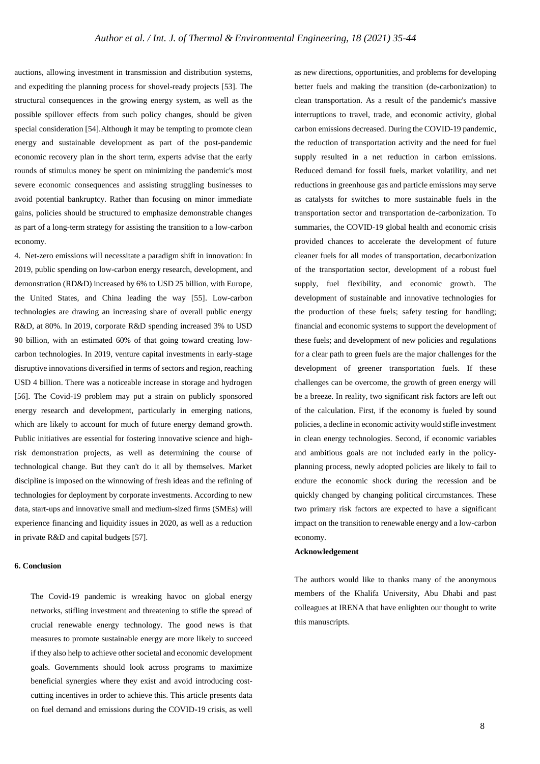auctions, allowing investment in transmission and distribution systems, and expediting the planning process for shovel-ready projects [53]. The structural consequences in the growing energy system, as well as the possible spillover effects from such policy changes, should be given special consideration [54].Although it may be tempting to promote clean energy and sustainable development as part of the post-pandemic economic recovery plan in the short term, experts advise that the early rounds of stimulus money be spent on minimizing the pandemic's most severe economic consequences and assisting struggling businesses to avoid potential bankruptcy. Rather than focusing on minor immediate gains, policies should be structured to emphasize demonstrable changes as part of a long-term strategy for assisting the transition to a low-carbon economy.

4. Net-zero emissions will necessitate a paradigm shift in innovation: In 2019, public spending on low-carbon energy research, development, and demonstration (RD&D) increased by 6% to USD 25 billion, with Europe, the United States, and China leading the way [55]. Low-carbon technologies are drawing an increasing share of overall public energy R&D, at 80%. In 2019, corporate R&D spending increased 3% to USD 90 billion, with an estimated 60% of that going toward creating low-carbon technologies. In 2019, venture capital investments in early-stage disruptive innovations diversified in terms of sectors and region, reaching USD 4 billion. There was a noticeable increase in storage and hydrogen [56]. The Covid-19 problem may put a strain on publicly sponsored energy research and development, particularly in emerging nations, which are likely to account for much of future energy demand growth. Public initiatives are essential for fostering innovative science and high-risk demonstration projects, as well as determining the course of technological change. But they can't do it all by themselves. Market discipline is imposed on the winnowing of fresh ideas and the refining of technologies for deployment by corporate investments. According to new data, start-ups and innovative small and medium-sized firms (SMEs) will experience financing and liquidity issues in 2020, as well as a reduction in private R&D and capital budgets [57].

## 6. Conclusion

The Covid-19 pandemic is wreaking havoc on global energy networks, stifling investment and threatening to stifle the spread of crucial renewable energy technology. The good news is that measures to promote sustainable energy are more likely to succeed if they also help to achieve other societal and economic development goals. Governments should look across programs to maximize beneficial synergies where they exist and avoid introducing cost-cutting incentives in order to achieve this. This article presents data on fuel demand and emissions during the COVID-19 crisis, as well as new directions, opportunities, and problems for developing better fuels and making the transition (de-carbonization) to clean transportation. As a result of the pandemic's massive interruptions to travel, trade, and economic activity, global carbon emissions decreased. During the COVID-19 pandemic, the reduction of transportation activity and the need for fuel supply resulted in a net reduction in carbon emissions. Reduced demand for fossil fuels, market volatility, and net reductions in greenhouse gas and particle emissions may serve as catalysts for switches to more sustainable fuels in the transportation sector and transportation de-carbonization. To summaries, the COVID-19 global health and economic crisis provided chances to accelerate the development of future cleaner fuels for all modes of transportation, decarbonization of the transportation sector, development of a robust fuel supply, fuel flexibility, and economic growth. The development of sustainable and innovative technologies for the production of these fuels; safety testing for handling; financial and economic systems to support the development of these fuels; and development of new policies and regulations for a clear path to green fuels are the major challenges for the development of greener transportation fuels. If these challenges can be overcome, the growth of green energy will be a breeze. In reality, two significant risk factors are left out of the calculation. First, if the economy is fueled by sound policies, a decline in economic activity would stifle investment in clean energy technologies. Second, if economic variables and ambitious goals are not included early in the policy-planning process, newly adopted policies are likely to fail to endure the economic shock during the recession and be quickly changed by changing political circumstances. These two primary risk factors are expected to have a significant impact on the transition to renewable energy and a low-carbon economy.

**Acknowledgement**

The authors would like to thanks many of the anonymous members of the Khalifa University, Abu Dhabi and past colleagues at IRENA that have enlighten our thought to write this manuscripts.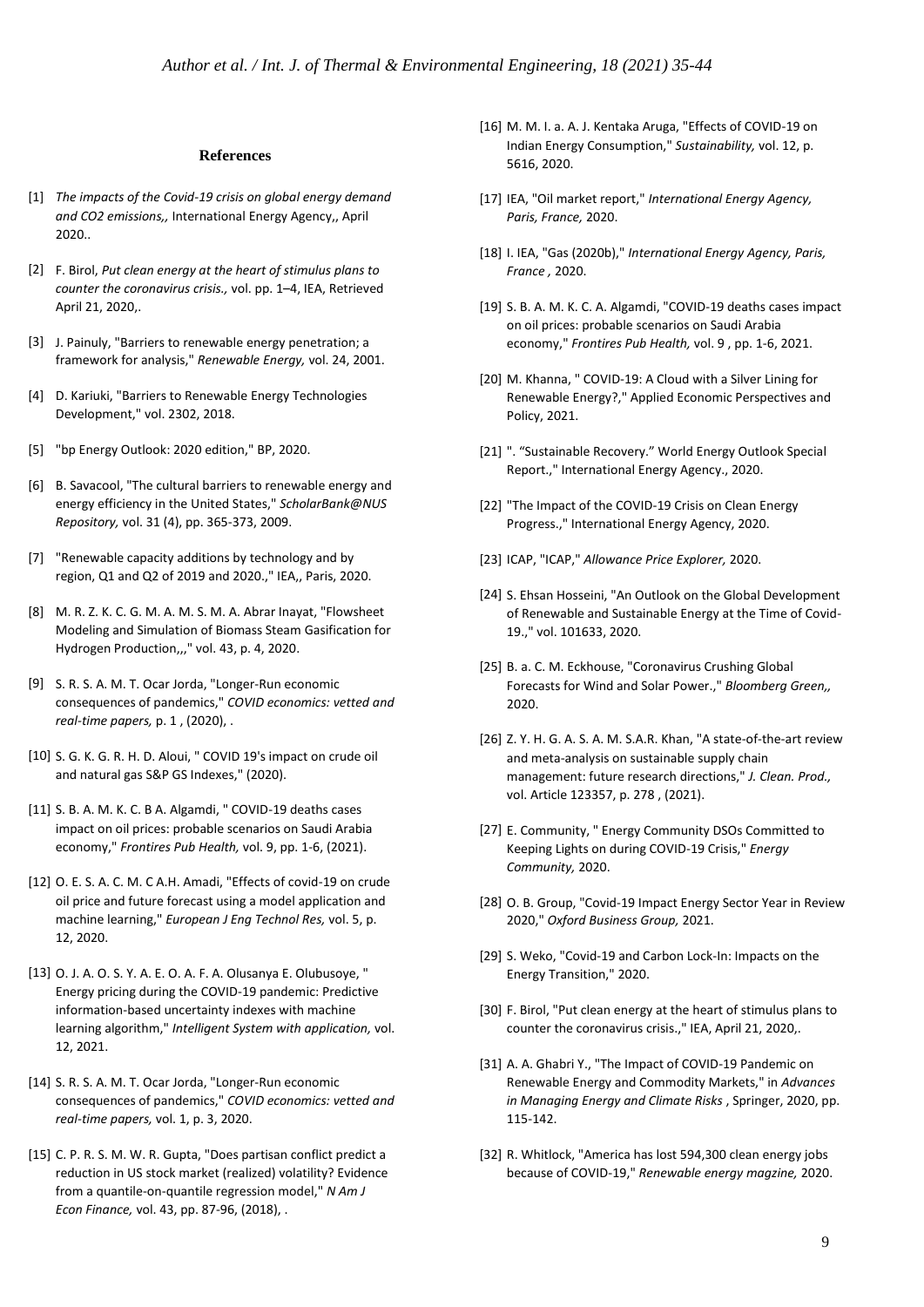## References

[1] *The impacts of the Covid-19 crisis on global energy demand and CO2 emissions,,* International Energy Agency,, April 2020..

[2] F. Birol, *Put clean energy at the heart of stimulus plans to counter the coronavirus crisis.,* vol. pp. 1–4, IEA, Retrieved April 21, 2020,.

[3] J. Painuly, "Barriers to renewable energy penetration; a framework for analysis," *Renewable Energy,* vol. 24, 2001.

[4] D. Kariuki, "Barriers to Renewable Energy Technologies Development," vol. 2302, 2018.

[5] "bp Energy Outlook: 2020 edition," BP, 2020.

[6] B. Savacool, "The cultural barriers to renewable energy and energy efficiency in the United States," *ScholarBank@NUS Repository,* vol. 31 (4), pp. 365-373, 2009.

[7] "Renewable capacity additions by technology and by region, Q1 and Q2 of 2019 and 2020.," IEA,, Paris, 2020.

[8] M. R. Z. K. C. G. M. A. M. S. M. A. Abrar Inayat, "Flowsheet Modeling and Simulation of Biomass Steam Gasification for Hydrogen Production,,," vol. 43, p. 4, 2020.

[9] S. R. S. A. M. T. Ocar Jorda, "Longer-Run economic consequences of pandemics," *COVID economics: vetted and real-time papers,* p. 1 , (2020), .

[10] S. G. K. G. R. H. D. Aloui, " COVID 19's impact on crude oil and natural gas S&P GS Indexes," (2020).

[11] S. B. A. M. K. C. B A. Algamdi, " COVID-19 deaths cases impact on oil prices: probable scenarios on Saudi Arabia economy," *Frontires Pub Health,* vol. 9, pp. 1-6, (2021).

[12] O. E. S. A. C. M. C A.H. Amadi, "Effects of covid-19 on crude oil price and future forecast using a model application and machine learning," *European J Eng Technol Res,* vol. 5, p. 12, 2020.

[13] O. J. A. O. S. Y. A. E. O. A. F. A. Olusanya E. Olubusoye, " Energy pricing during the COVID-19 pandemic: Predictive information-based uncertainty indexes with machine learning algorithm," *Intelligent System with application,* vol. 12, 2021.

[14] S. R. S. A. M. T. Ocar Jorda, "Longer-Run economic consequences of pandemics," *COVID economics: vetted and real-time papers,* vol. 1, p. 3, 2020.

[15] C. P. R. S. M. W. R. Gupta, "Does partisan conflict predict a reduction in US stock market (realized) volatility? Evidence from a quantile-on-quantile regression model," *N Am J Econ Finance,* vol. 43, pp. 87-96, (2018), .

[16] M. M. I. a. A. J. Kentaka Aruga, "Effects of COVID-19 on Indian Energy Consumption," *Sustainability,* vol. 12, p. 5616, 2020.

[17] IEA, "Oil market report," *International Energy Agency, Paris, France,* 2020.

[18] I. IEA, "Gas (2020b)," *International Energy Agency, Paris, France ,* 2020.

[19] S. B. A. M. K. C. A. Algamdi, "COVID-19 deaths cases impact on oil prices: probable scenarios on Saudi Arabia economy," *Frontires Pub Health,* vol. 9 , pp. 1-6, 2021.

[20] M. Khanna, " COVID-19: A Cloud with a Silver Lining for Renewable Energy?," Applied Economic Perspectives and Policy, 2021.

[21] ". "Sustainable Recovery." World Energy Outlook Special Report.," International Energy Agency., 2020.

[22] "The Impact of the COVID-19 Crisis on Clean Energy Progress.," International Energy Agency, 2020.

[23] ICAP, "ICAP," *Allowance Price Explorer,* 2020.

[24] S. Ehsan Hosseini, "An Outlook on the Global Development of Renewable and Sustainable Energy at the Time of Covid-19.," vol. 101633, 2020.

[25] B. a. C. M. Eckhouse, "Coronavirus Crushing Global Forecasts for Wind and Solar Power.," *Bloomberg Green,,* 2020.

[26] Z. Y. H. G. A. S. A. M. S.A.R. Khan, "A state-of-the-art review and meta-analysis on sustainable supply chain management: future research directions," *J. Clean. Prod.,* vol. Article 123357, p. 278 , (2021).

[27] E. Community, " Energy Community DSOs Committed to Keeping Lights on during COVID-19 Crisis," *Energy Community,* 2020.

[28] O. B. Group, "Covid-19 Impact Energy Sector Year in Review 2020," *Oxford Business Group,* 2021.

[29] S. Weko, "Covid-19 and Carbon Lock-In: Impacts on the Energy Transition," 2020.

[30] F. Birol, "Put clean energy at the heart of stimulus plans to counter the coronavirus crisis.," IEA, April 21, 2020,.

[31] A. A. Ghabri Y., "The Impact of COVID-19 Pandemic on Renewable Energy and Commodity Markets," in *Advances in Managing Energy and Climate Risks* , Springer, 2020, pp. 115-142.

[32] R. Whitlock, "America has lost 594,300 clean energy jobs because of COVID-19," *Renewable energy magzine,* 2020.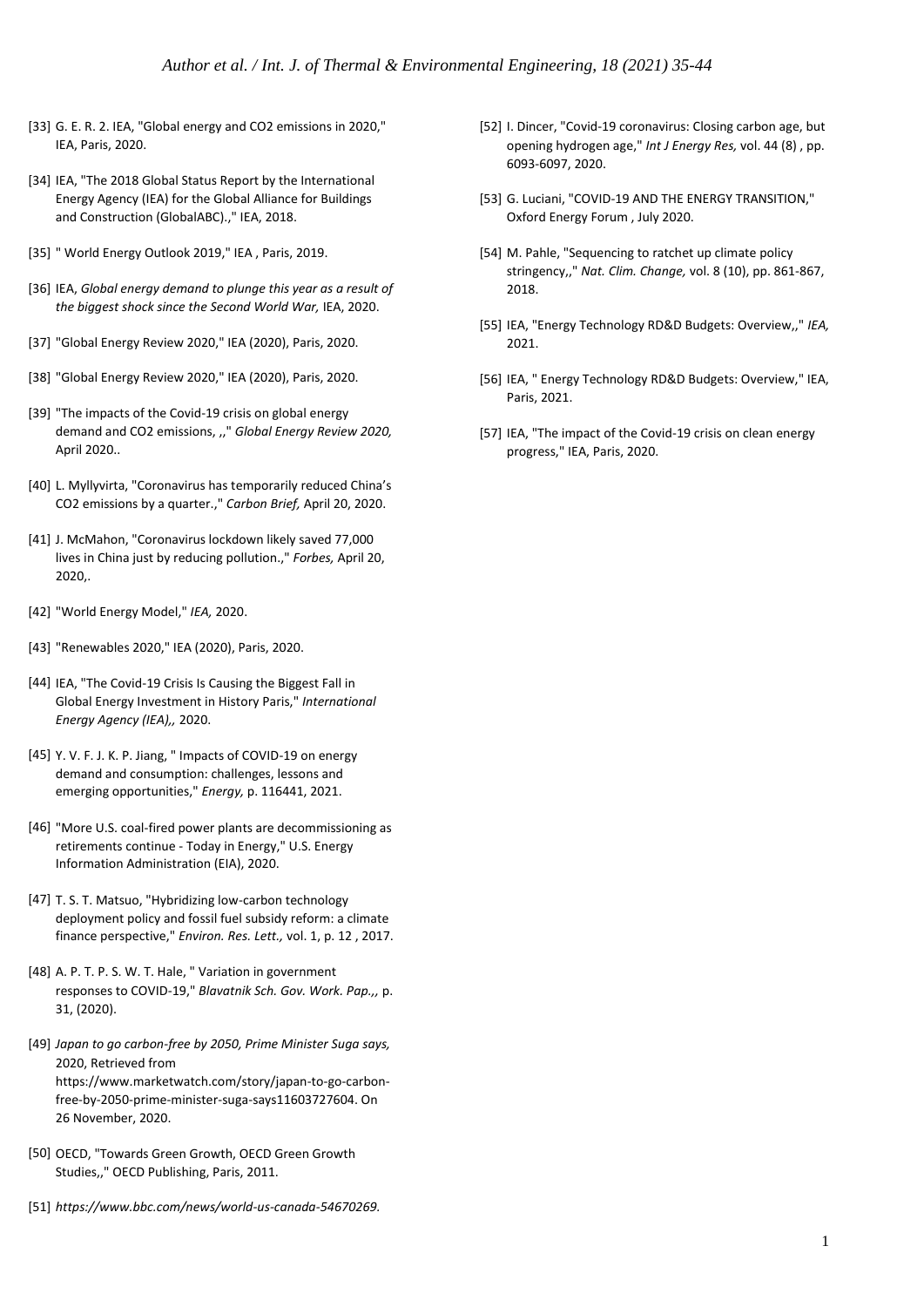[33] G. E. R. 2. IEA, "Global energy and CO2 emissions in 2020," IEA, Paris, 2020.

[34] IEA, "The 2018 Global Status Report by the International Energy Agency (IEA) for the Global Alliance for Buildings and Construction (GlobalABC).," IEA, 2018.

[35] " World Energy Outlook 2019," IEA , Paris, 2019.

[36] IEA, *Global energy demand to plunge this year as a result of the biggest shock since the Second World War,* IEA, 2020.

[37] "Global Energy Review 2020," IEA (2020), Paris, 2020.

[38] "Global Energy Review 2020," IEA (2020), Paris, 2020.

[39] "The impacts of the Covid-19 crisis on global energy demand and CO2 emissions, ,," *Global Energy Review 2020,* April 2020..

[40] L. Myllyvirta, "Coronavirus has temporarily reduced China's CO2 emissions by a quarter.," *Carbon Brief,* April 20, 2020.

[41] J. McMahon, "Coronavirus lockdown likely saved 77,000 lives in China just by reducing pollution.," *Forbes,* April 20, 2020,.

[42] "World Energy Model," *IEA,* 2020.

[43] "Renewables 2020," IEA (2020), Paris, 2020.

[44] IEA, "The Covid-19 Crisis Is Causing the Biggest Fall in Global Energy Investment in History Paris," *International Energy Agency (IEA),,* 2020.

[45] Y. V. F. J. K. P. Jiang, " Impacts of COVID-19 on energy demand and consumption: challenges, lessons and emerging opportunities," *Energy,* p. 116441, 2021.

[46] "More U.S. coal-fired power plants are decommissioning as retirements continue - Today in Energy," U.S. Energy Information Administration (EIA), 2020.

[47] T. S. T. Matsuo, "Hybridizing low-carbon technology deployment policy and fossil fuel subsidy reform: a climate finance perspective," *Environ. Res. Lett.,* vol. 1, p. 12 , 2017.

[48] A. P. T. P. S. W. T. Hale, " Variation in government responses to COVID-19," *Blavatnik Sch. Gov. Work. Pap.,,* p. 31, (2020).

[49] *Japan to go carbon-free by 2050, Prime Minister Suga says,* 2020, Retrieved from https://www.marketwatch.com/story/japan-to-go-carbon-free-by-2050-prime-minister-suga-says11603727604. On 26 November, 2020.

[50] OECD, "Towards Green Growth, OECD Green Growth Studies,," OECD Publishing, Paris, 2011.

[51] *https://www.bbc.com/news/world-us-canada-54670269.*

[52] I. Dincer, "Covid-19 coronavirus: Closing carbon age, but opening hydrogen age," *Int J Energy Res,* vol. 44 (8) , pp. 6093-6097, 2020.

[53] G. Luciani, "COVID-19 AND THE ENERGY TRANSITION," Oxford Energy Forum , July 2020.

[54] M. Pahle, "Sequencing to ratchet up climate policy stringency,," *Nat. Clim. Change,* vol. 8 (10), pp. 861-867, 2018.

[55] IEA, "Energy Technology RD&D Budgets: Overview,," *IEA,* 2021.

[56] IEA, " Energy Technology RD&D Budgets: Overview," IEA, Paris, 2021.

[57] IEA, "The impact of the Covid-19 crisis on clean energy progress," IEA, Paris, 2020.